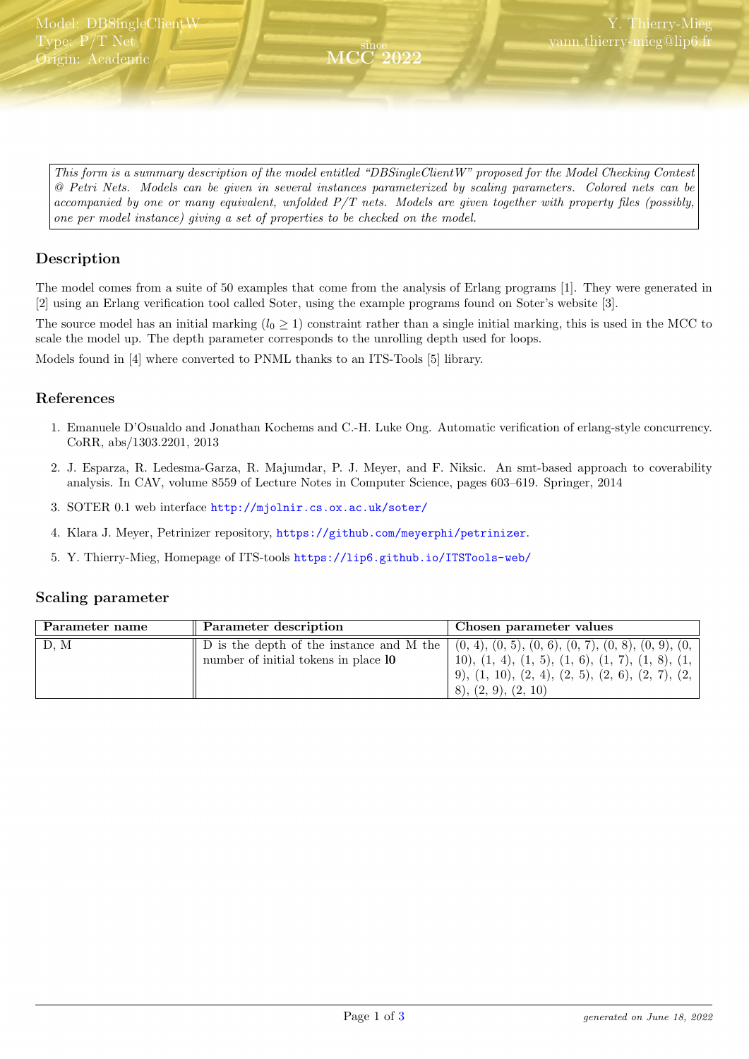Model: DBSingleClientW
Type: P/T Net
Origin: Academic

since MCC 2022

Y. Thierry-Mieg
yann.thierry-mieg@lip6.fr

*This form is a summary description of the model entitled "DBSingleClientW" proposed for the Model Checking Contest @ Petri Nets. Models can be given in several instances parameterized by scaling parameters. Colored nets can be accompanied by one or many equivalent, unfolded P/T nets. Models are given together with property files (possibly, one per model instance) giving a set of properties to be checked on the model.*

## Description

The model comes from a suite of 50 examples that come from the analysis of Erlang programs [1]. They were generated in [2] using an Erlang verification tool called Soter, using the example programs found on Soter's website [3].

The source model has an initial marking ($l_0 \geq 1$) constraint rather than a single initial marking, this is used in the MCC to scale the model up. The depth parameter corresponds to the unrolling depth used for loops.

Models found in [4] where converted to PNML thanks to an ITS-Tools [5] library.

## References

1. Emanuele D'Osualdo and Jonathan Kochems and C.-H. Luke Ong. Automatic verification of erlang-style concurrency. CoRR, abs/1303.2201, 2013
2. J. Esparza, R. Ledesma-Garza, R. Majumdar, P. J. Meyer, and F. Niksic. An smt-based approach to coverability analysis. In CAV, volume 8559 of Lecture Notes in Computer Science, pages 603–619. Springer, 2014
3. SOTER 0.1 web interface http://mjolnir.cs.ox.ac.uk/soter/
4. Klara J. Meyer, Petrinizer repository, https://github.com/meyerphi/petrinizer.
5. Y. Thierry-Mieg, Homepage of ITS-tools https://lip6.github.io/ITSTools-web/

## Scaling parameter

| Parameter name | Parameter description | Chosen parameter values |
|---|---|---|
| D, M | D is the depth of the instance and M the number of initial tokens in place **l0** | (0, 4), (0, 5), (0, 6), (0, 7), (0, 8), (0, 9), (0, 10), (1, 4), (1, 5), (1, 6), (1, 7), (1, 8), (1, 9), (1, 10), (2, 4), (2, 5), (2, 6), (2, 7), (2, 8), (2, 9), (2, 10) |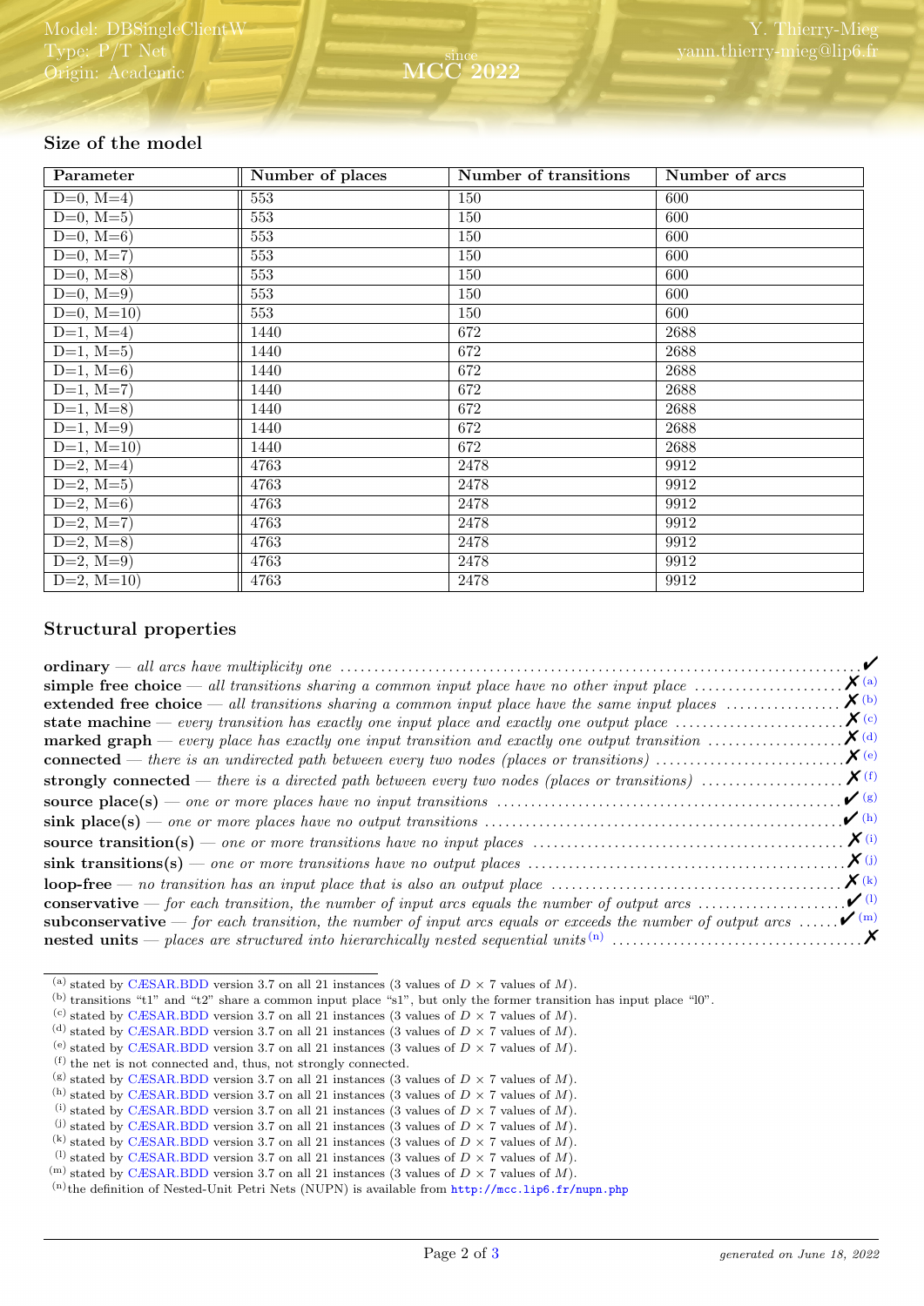## Size of the model

| Parameter | Number of places | Number of transitions | Number of arcs |
|---|---|---|---|
| D=0, M=4) | 553 | 150 | 600 |
| D=0, M=5) | 553 | 150 | 600 |
| D=0, M=6) | 553 | 150 | 600 |
| D=0, M=7) | 553 | 150 | 600 |
| D=0, M=8) | 553 | 150 | 600 |
| D=0, M=9) | 553 | 150 | 600 |
| D=0, M=10) | 553 | 150 | 600 |
| D=1, M=4) | 1440 | 672 | 2688 |
| D=1, M=5) | 1440 | 672 | 2688 |
| D=1, M=6) | 1440 | 672 | 2688 |
| D=1, M=7) | 1440 | 672 | 2688 |
| D=1, M=8) | 1440 | 672 | 2688 |
| D=1, M=9) | 1440 | 672 | 2688 |
| D=1, M=10) | 1440 | 672 | 2688 |
| D=2, M=4) | 4763 | 2478 | 9912 |
| D=2, M=5) | 4763 | 2478 | 9912 |
| D=2, M=6) | 4763 | 2478 | 9912 |
| D=2, M=7) | 4763 | 2478 | 9912 |
| D=2, M=8) | 4763 | 2478 | 9912 |
| D=2, M=9) | 4763 | 2478 | 9912 |
| D=2, M=10) | 4763 | 2478 | 9912 |

## Structural properties

**ordinary** — *all arcs have multiplicity one* ✔

**simple free choice** — *all transitions sharing a common input place have no other input place* ✘ [a]

**extended free choice** — *all transitions sharing a common input place have the same input places* ✘ [b]

**state machine** — *every transition has exactly one input place and exactly one output place* ✘ [c]

**marked graph** — *every place has exactly one input transition and exactly one output transition* ✘ [d]

**connected** — *there is an undirected path between every two nodes (places or transitions)* ✘ [e]

**strongly connected** — *there is a directed path between every two nodes (places or transitions)* ✘ [f]

**source place(s)** — *one or more places have no input transitions* ✔ [g]

**sink place(s)** — *one or more places have no output transitions* ✔ [h]

**source transition(s)** — *one or more transitions have no input places* ✘ [i]

**sink transitions(s)** — *one or more transitions have no output places* ✘ [j]

**loop-free** — *no transition has an input place that is also an output place* ✘ [k]

**conservative** — *for each transition, the number of input arcs equals the number of output arcs* ✔ [l]

**subconservative** — *for each transition, the number of input arcs equals or exceeds the number of output arcs* ✔ [m]

**nested units** — *places are structured into hierarchically nested sequential units* [n] ✘

---

[a] stated by CÆSAR.BDD version 3.7 on all 21 instances (3 values of $D$ × 7 values of $M$).

[b] transitions "t1" and "t2" share a common input place "s1", but only the former transition has input place "l0".

[c] stated by CÆSAR.BDD version 3.7 on all 21 instances (3 values of $D$ × 7 values of $M$).

[d] stated by CÆSAR.BDD version 3.7 on all 21 instances (3 values of $D$ × 7 values of $M$).

[e] stated by CÆSAR.BDD version 3.7 on all 21 instances (3 values of $D$ × 7 values of $M$).

[f] the net is not connected and, thus, not strongly connected.

[g] stated by CÆSAR.BDD version 3.7 on all 21 instances (3 values of $D$ × 7 values of $M$).

[h] stated by CÆSAR.BDD version 3.7 on all 21 instances (3 values of $D$ × 7 values of $M$).

[i] stated by CÆSAR.BDD version 3.7 on all 21 instances (3 values of $D$ × 7 values of $M$).

[j] stated by CÆSAR.BDD version 3.7 on all 21 instances (3 values of $D$ × 7 values of $M$).

[k] stated by CÆSAR.BDD version 3.7 on all 21 instances (3 values of $D$ × 7 values of $M$).

[l] stated by CÆSAR.BDD version 3.7 on all 21 instances (3 values of $D$ × 7 values of $M$).

[m] stated by CÆSAR.BDD version 3.7 on all 21 instances (3 values of $D$ × 7 values of $M$).

[n] the definition of Nested-Unit Petri Nets (NUPN) is available from http://mcc.lip6.fr/nupn.php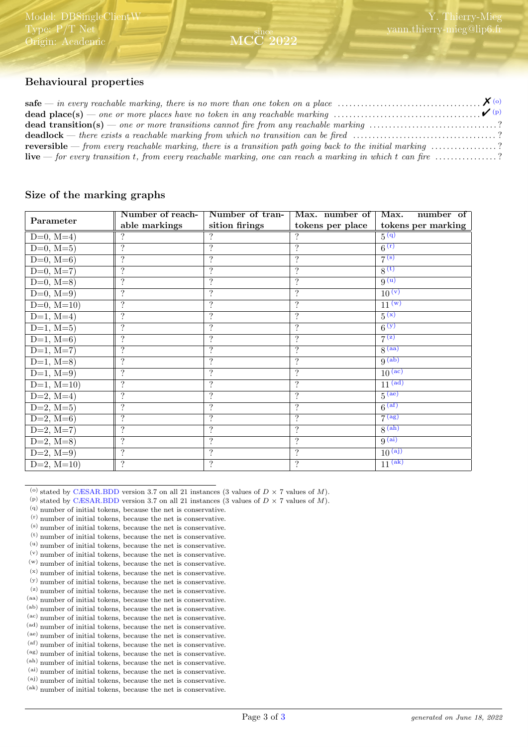## Behavioural properties

**safe** — *in every reachable marking, there is no more than one token on a place* ✗ [o]
**dead place(s)** — *one or more places have no token in any reachable marking* ✔ [p]
**dead transition(s)** — *one or more transitions cannot fire from any reachable marking* ?
**deadlock** — *there exists a reachable marking from which no transition can be fired* ?
**reversible** — *from every reachable marking, there is a transition path going back to the initial marking* ?
**live** — *for every transition t, from every reachable marking, one can reach a marking in which t can fire* ?

## Size of the marking graphs

| Parameter | Number of reachable markings | Number of transition firings | Max. number of tokens per place | Max. number of tokens per marking |
|---|---|---|---|---|
| D=0, M=4) | ? | ? | ? | 5 [q] |
| D=0, M=5) | ? | ? | ? | 6 [r] |
| D=0, M=6) | ? | ? | ? | 7 [s] |
| D=0, M=7) | ? | ? | ? | 8 [t] |
| D=0, M=8) | ? | ? | ? | 9 [u] |
| D=0, M=9) | ? | ? | ? | 10 [v] |
| D=0, M=10) | ? | ? | ? | 11 [w] |
| D=1, M=4) | ? | ? | ? | 5 [x] |
| D=1, M=5) | ? | ? | ? | 6 [y] |
| D=1, M=6) | ? | ? | ? | 7 [z] |
| D=1, M=7) | ? | ? | ? | 8 [aa] |
| D=1, M=8) | ? | ? | ? | 9 [ab] |
| D=1, M=9) | ? | ? | ? | 10 [ac] |
| D=1, M=10) | ? | ? | ? | 11 [ad] |
| D=2, M=4) | ? | ? | ? | 5 [ae] |
| D=2, M=5) | ? | ? | ? | 6 [af] |
| D=2, M=6) | ? | ? | ? | 7 [ag] |
| D=2, M=7) | ? | ? | ? | 8 [ah] |
| D=2, M=8) | ? | ? | ? | 9 [ai] |
| D=2, M=9) | ? | ? | ? | 10 [aj] |
| D=2, M=10) | ? | ? | ? | 11 [ak] |

[o] stated by CÆSAR.BDD version 3.7 on all 21 instances (3 values of $D$ × 7 values of $M$).
[p] stated by CÆSAR.BDD version 3.7 on all 21 instances (3 values of $D$ × 7 values of $M$).
[q] number of initial tokens, because the net is conservative.
[r] number of initial tokens, because the net is conservative.
[s] number of initial tokens, because the net is conservative.
[t] number of initial tokens, because the net is conservative.
[u] number of initial tokens, because the net is conservative.
[v] number of initial tokens, because the net is conservative.
[w] number of initial tokens, because the net is conservative.
[x] number of initial tokens, because the net is conservative.
[y] number of initial tokens, because the net is conservative.
[z] number of initial tokens, because the net is conservative.
[aa] number of initial tokens, because the net is conservative.
[ab] number of initial tokens, because the net is conservative.
[ac] number of initial tokens, because the net is conservative.
[ad] number of initial tokens, because the net is conservative.
[ae] number of initial tokens, because the net is conservative.
[af] number of initial tokens, because the net is conservative.
[ag] number of initial tokens, because the net is conservative.
[ah] number of initial tokens, because the net is conservative.
[ai] number of initial tokens, because the net is conservative.
[aj] number of initial tokens, because the net is conservative.
[ak] number of initial tokens, because the net is conservative.